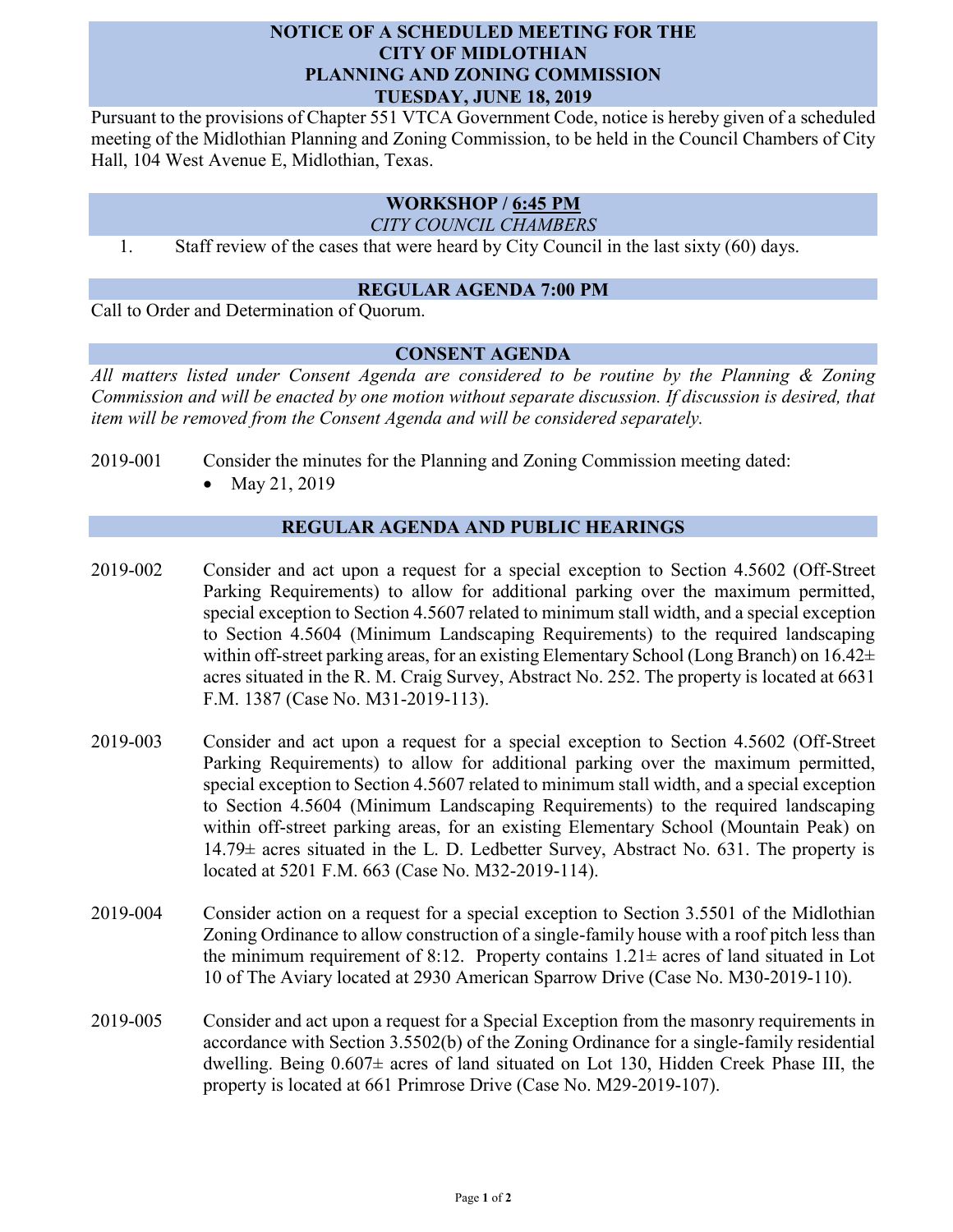# NOTICE OF A SCHEDULED MEETING FOR THE CITY OF MIDLOTHIAN PLANNING AND ZONING COMMISSION TUESDAY, JUNE 18, 2019

Pursuant to the provisions of Chapter 551 VTCA Government Code, notice is hereby given of a scheduled meeting of the Midlothian Planning and Zoning Commission, to be held in the Council Chambers of City Hall, 104 West Avenue E, Midlothian, Texas.

## WORKSHOP / 6:45 PM

*CITY COUNCIL CHAMBERS*

1. Staff review of the cases that were heard by City Council in the last sixty (60) days.

## REGULAR AGENDA 7:00 PM

Call to Order and Determination of Quorum.

## CONSENT AGENDA

*All matters listed under Consent Agenda are considered to be routine by the Planning & Zoning Commission and will be enacted by one motion without separate discussion. If discussion is desired, that item will be removed from the Consent Agenda and will be considered separately.*

2019-001 Consider the minutes for the Planning and Zoning Commission meeting dated:

- May 21, 2019

## REGULAR AGENDA AND PUBLIC HEARINGS

2019-002 Consider and act upon a request for a special exception to Section 4.5602 (Off-Street Parking Requirements) to allow for additional parking over the maximum permitted, special exception to Section 4.5607 related to minimum stall width, and a special exception to Section 4.5604 (Minimum Landscaping Requirements) to the required landscaping within off-street parking areas, for an existing Elementary School (Long Branch) on 16.42± acres situated in the R. M. Craig Survey, Abstract No. 252. The property is located at 6631 F.M. 1387 (Case No. M31-2019-113).

2019-003 Consider and act upon a request for a special exception to Section 4.5602 (Off-Street Parking Requirements) to allow for additional parking over the maximum permitted, special exception to Section 4.5607 related to minimum stall width, and a special exception to Section 4.5604 (Minimum Landscaping Requirements) to the required landscaping within off-street parking areas, for an existing Elementary School (Mountain Peak) on 14.79± acres situated in the L. D. Ledbetter Survey, Abstract No. 631. The property is located at 5201 F.M. 663 (Case No. M32-2019-114).

2019-004 Consider action on a request for a special exception to Section 3.5501 of the Midlothian Zoning Ordinance to allow construction of a single-family house with a roof pitch less than the minimum requirement of 8:12. Property contains 1.21± acres of land situated in Lot 10 of The Aviary located at 2930 American Sparrow Drive (Case No. M30-2019-110).

2019-005 Consider and act upon a request for a Special Exception from the masonry requirements in accordance with Section 3.5502(b) of the Zoning Ordinance for a single-family residential dwelling. Being 0.607± acres of land situated on Lot 130, Hidden Creek Phase III, the property is located at 661 Primrose Drive (Case No. M29-2019-107).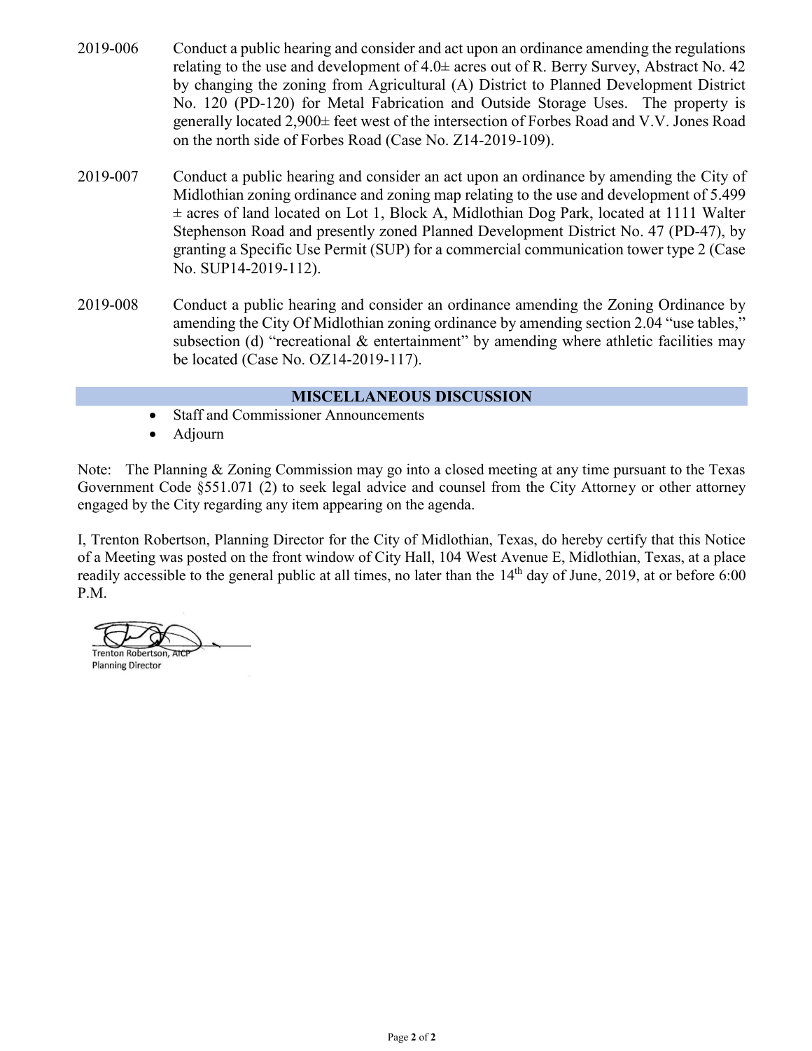2019-006 Conduct a public hearing and consider and act upon an ordinance amending the regulations relating to the use and development of 4.0± acres out of R. Berry Survey, Abstract No. 42 by changing the zoning from Agricultural (A) District to Planned Development District No. 120 (PD-120) for Metal Fabrication and Outside Storage Uses. The property is generally located 2,900± feet west of the intersection of Forbes Road and V.V. Jones Road on the north side of Forbes Road (Case No. Z14-2019-109).

2019-007 Conduct a public hearing and consider an act upon an ordinance by amending the City of Midlothian zoning ordinance and zoning map relating to the use and development of 5.499 ± acres of land located on Lot 1, Block A, Midlothian Dog Park, located at 1111 Walter Stephenson Road and presently zoned Planned Development District No. 47 (PD-47), by granting a Specific Use Permit (SUP) for a commercial communication tower type 2 (Case No. SUP14-2019-112).

2019-008 Conduct a public hearing and consider an ordinance amending the Zoning Ordinance by amending the City Of Midlothian zoning ordinance by amending section 2.04 "use tables," subsection (d) "recreational & entertainment" by amending where athletic facilities may be located (Case No. OZ14-2019-117).

## MISCELLANEOUS DISCUSSION

- Staff and Commissioner Announcements
- Adjourn

Note: The Planning & Zoning Commission may go into a closed meeting at any time pursuant to the Texas Government Code §551.071 (2) to seek legal advice and counsel from the City Attorney or other attorney engaged by the City regarding any item appearing on the agenda.

I, Trenton Robertson, Planning Director for the City of Midlothian, Texas, do hereby certify that this Notice of a Meeting was posted on the front window of City Hall, 104 West Avenue E, Midlothian, Texas, at a place readily accessible to the general public at all times, no later than the 14th day of June, 2019, at or before 6:00 P.M.

Trenton Robertson, AICP
Planning Director